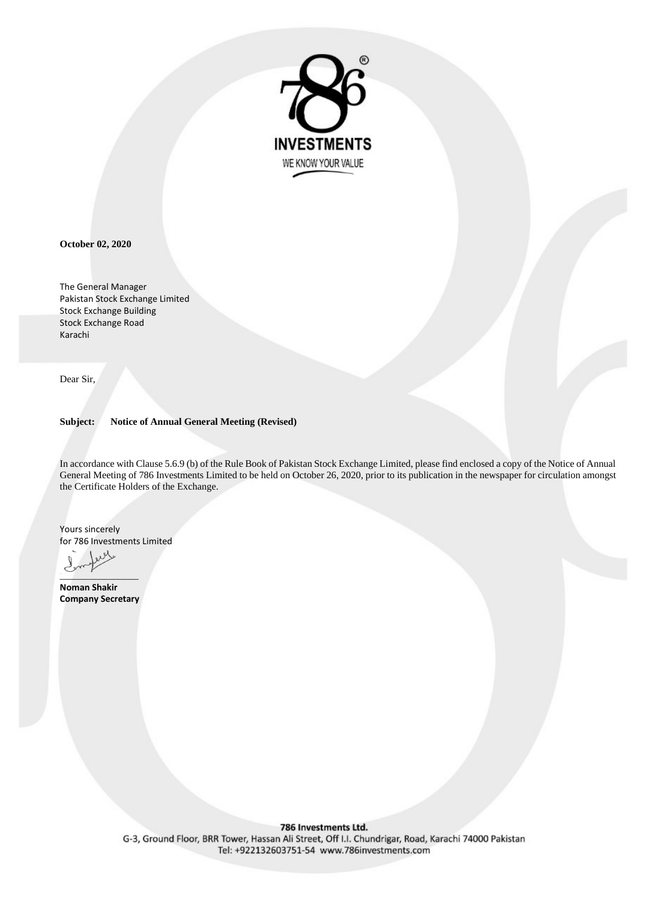**October 02, 2020**

The General Manager
Pakistan Stock Exchange Limited
Stock Exchange Building
Stock Exchange Road
Karachi

Dear Sir,

**Subject: Notice of Annual General Meeting (Revised)**

In accordance with Clause 5.6.9 (b) of the Rule Book of Pakistan Stock Exchange Limited, please find enclosed a copy of the Notice of Annual General Meeting of 786 Investments Limited to be held on October 26, 2020, prior to its publication in the newspaper for circulation amongst the Certificate Holders of the Exchange.

Yours sincerely
for 786 Investments Limited

**Noman Shakir**
**Company Secretary**

**786 Investments Ltd.**
G-3, Ground Floor, BRR Tower, Hassan Ali Street, Off I.I. Chundrigar, Road, Karachi 74000 Pakistan
Tel: +922132603751-54 www.786investments.com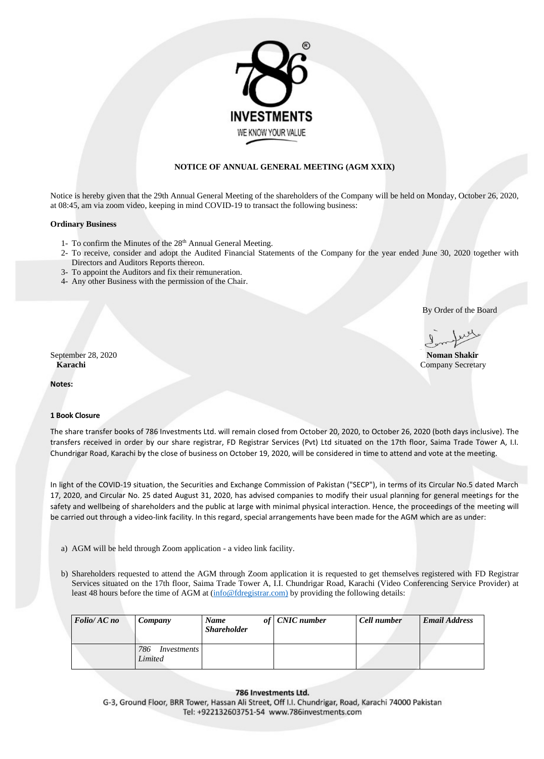**786 INVESTMENTS**

WE KNOW YOUR VALUE

## NOTICE OF ANNUAL GENERAL MEETING (AGM XXIX)

Notice is hereby given that the 29th Annual General Meeting of the shareholders of the Company will be held on Monday, October 26, 2020, at 08:45, am via zoom video, keeping in mind COVID-19 to transact the following business:

**Ordinary Business**

1- To confirm the Minutes of the 28th Annual General Meeting.
2- To receive, consider and adopt the Audited Financial Statements of the Company for the year ended June 30, 2020 together with Directors and Auditors Reports thereon.
3- To appoint the Auditors and fix their remuneration.
4- Any other Business with the permission of the Chair.

By Order of the Board

September 28, 2020
**Karachi**

**Noman Shakir**
Company Secretary

**Notes:**

**1 Book Closure**

The share transfer books of 786 Investments Ltd. will remain closed from October 20, 2020, to October 26, 2020 (both days inclusive). The transfers received in order by our share registrar, FD Registrar Services (Pvt) Ltd situated on the 17th floor, Saima Trade Tower A, I.I. Chundrigar Road, Karachi by the close of business on October 19, 2020, will be considered in time to attend and vote at the meeting.

In light of the COVID-19 situation, the Securities and Exchange Commission of Pakistan ("SECP"), in terms of its Circular No.5 dated March 17, 2020, and Circular No. 25 dated August 31, 2020, has advised companies to modify their usual planning for general meetings for the safety and wellbeing of shareholders and the public at large with minimal physical interaction. Hence, the proceedings of the meeting will be carried out through a video-link facility. In this regard, special arrangements have been made for the AGM which are as under:

a) AGM will be held through Zoom application - a video link facility.

b) Shareholders requested to attend the AGM through Zoom application it is requested to get themselves registered with FD Registrar Services situated on the 17th floor, Saima Trade Tower A, I.I. Chundrigar Road, Karachi (Video Conferencing Service Provider) at least 48 hours before the time of AGM at (info@fdregistrar.com) by providing the following details:

| *Folio/ AC no* | *Company* | *Name of Shareholder* | *CNIC number* | *Cell number* | *Email Address* |
|---|---|---|---|---|---|
| | *786 Investments Limited* | | | | |

**786 Investments Ltd.**
G-3, Ground Floor, BRR Tower, Hassan Ali Street, Off I.I. Chundrigar, Road, Karachi 74000 Pakistan
Tel: +922132603751-54 www.786investments.com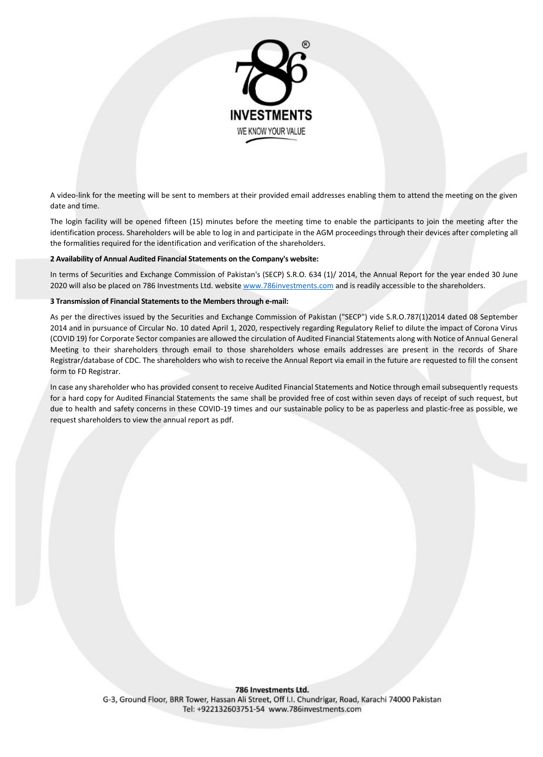A video-link for the meeting will be sent to members at their provided email addresses enabling them to attend the meeting on the given date and time.

The login facility will be opened fifteen (15) minutes before the meeting time to enable the participants to join the meeting after the identification process. Shareholders will be able to log in and participate in the AGM proceedings through their devices after completing all the formalities required for the identification and verification of the shareholders.

**2 Availability of Annual Audited Financial Statements on the Company's website:**

In terms of Securities and Exchange Commission of Pakistan's (SECP) S.R.O. 634 (1)/ 2014, the Annual Report for the year ended 30 June 2020 will also be placed on 786 Investments Ltd. website www.786investments.com and is readily accessible to the shareholders.

**3 Transmission of Financial Statements to the Members through e-mail:**

As per the directives issued by the Securities and Exchange Commission of Pakistan ("SECP") vide S.R.O.787(1)2014 dated 08 September 2014 and in pursuance of Circular No. 10 dated April 1, 2020, respectively regarding Regulatory Relief to dilute the impact of Corona Virus (COVID 19) for Corporate Sector companies are allowed the circulation of Audited Financial Statements along with Notice of Annual General Meeting to their shareholders through email to those shareholders whose emails addresses are present in the records of Share Registrar/database of CDC. The shareholders who wish to receive the Annual Report via email in the future are requested to fill the consent form to FD Registrar.

In case any shareholder who has provided consent to receive Audited Financial Statements and Notice through email subsequently requests for a hard copy for Audited Financial Statements the same shall be provided free of cost within seven days of receipt of such request, but due to health and safety concerns in these COVID-19 times and our sustainable policy to be as paperless and plastic-free as possible, we request shareholders to view the annual report as pdf.